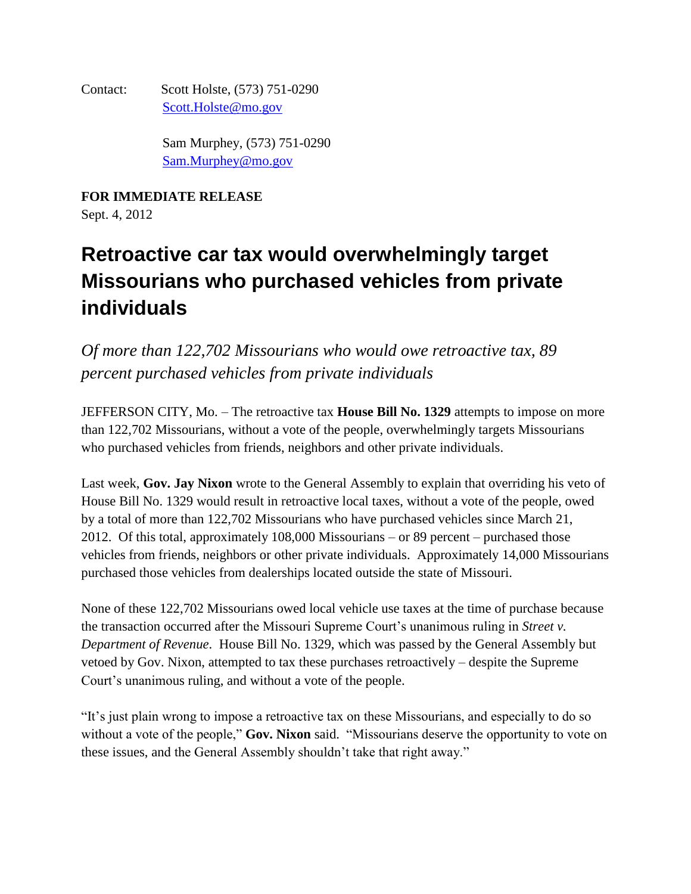Contact: Scott Holste, (573) 751-0290
[Scott.Holste@mo.gov](mailto:Scott.Holste@mo.gov)

Sam Murphey, (573) 751-0290
[Sam.Murphey@mo.gov](mailto:Sam.Murphey@mo.gov)

**FOR IMMEDIATE RELEASE**
Sept. 4, 2012

# Retroactive car tax would overwhelmingly target Missourians who purchased vehicles from private individuals

*Of more than 122,702 Missourians who would owe retroactive tax, 89 percent purchased vehicles from private individuals*

JEFFERSON CITY, Mo. – The retroactive tax **House Bill No. 1329** attempts to impose on more than 122,702 Missourians, without a vote of the people, overwhelmingly targets Missourians who purchased vehicles from friends, neighbors and other private individuals.

Last week, **Gov. Jay Nixon** wrote to the General Assembly to explain that overriding his veto of House Bill No. 1329 would result in retroactive local taxes, without a vote of the people, owed by a total of more than 122,702 Missourians who have purchased vehicles since March 21, 2012. Of this total, approximately 108,000 Missourians – or 89 percent – purchased those vehicles from friends, neighbors or other private individuals. Approximately 14,000 Missourians purchased those vehicles from dealerships located outside the state of Missouri.

None of these 122,702 Missourians owed local vehicle use taxes at the time of purchase because the transaction occurred after the Missouri Supreme Court's unanimous ruling in *Street v. Department of Revenue*. House Bill No. 1329, which was passed by the General Assembly but vetoed by Gov. Nixon, attempted to tax these purchases retroactively – despite the Supreme Court's unanimous ruling, and without a vote of the people.

"It's just plain wrong to impose a retroactive tax on these Missourians, and especially to do so without a vote of the people," **Gov. Nixon** said. "Missourians deserve the opportunity to vote on these issues, and the General Assembly shouldn't take that right away."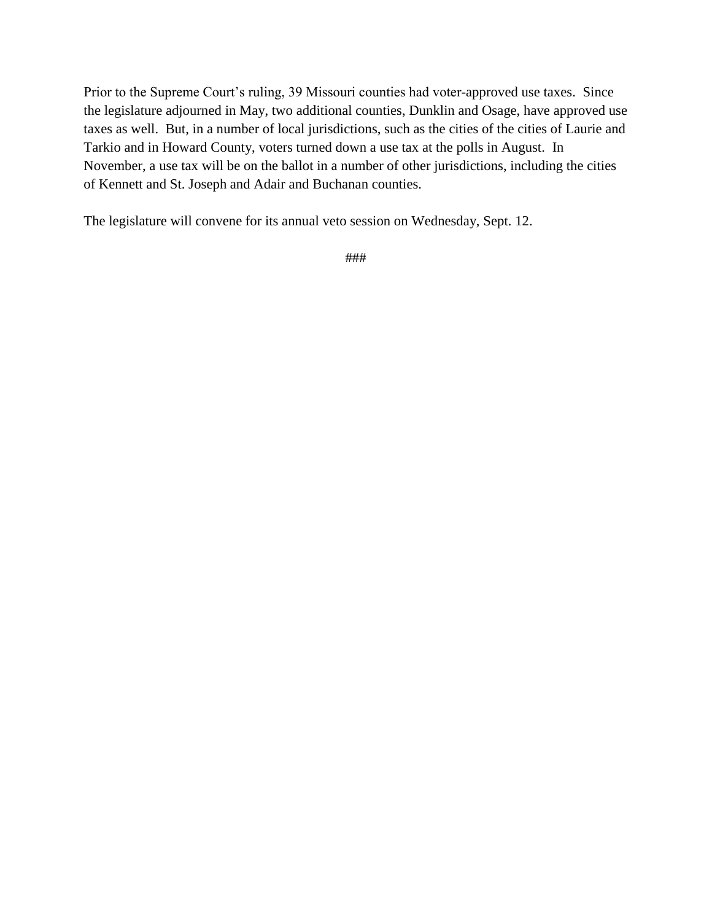Prior to the Supreme Court's ruling, 39 Missouri counties had voter-approved use taxes. Since the legislature adjourned in May, two additional counties, Dunklin and Osage, have approved use taxes as well. But, in a number of local jurisdictions, such as the cities of the cities of Laurie and Tarkio and in Howard County, voters turned down a use tax at the polls in August. In November, a use tax will be on the ballot in a number of other jurisdictions, including the cities of Kennett and St. Joseph and Adair and Buchanan counties.

The legislature will convene for its annual veto session on Wednesday, Sept. 12.

###